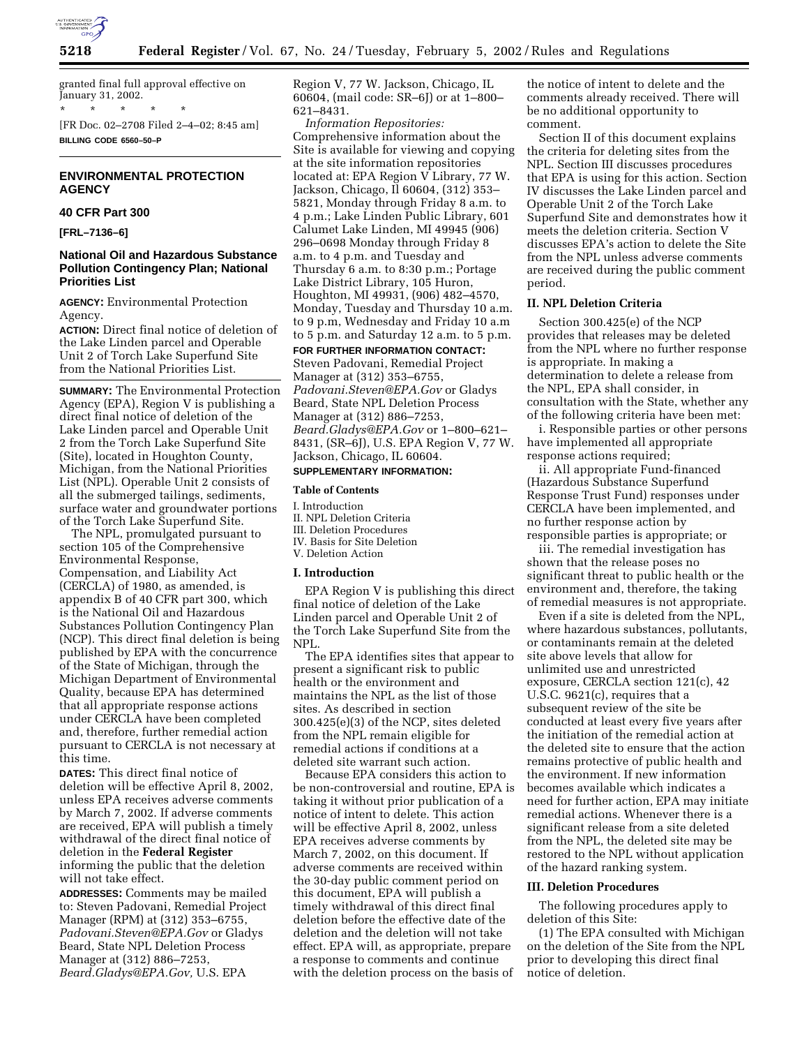granted final full approval effective on January 31, 2002.

\* \* \* \* \*

[FR Doc. 02–2708 Filed 2–4–02; 8:45 am]

**BILLING CODE 6560–50–P**

## ENVIRONMENTAL PROTECTION AGENCY

### 40 CFR Part 300

**[FRL–7136–6]**

### National Oil and Hazardous Substance Pollution Contingency Plan; National Priorities List

**AGENCY:** Environmental Protection Agency.

**ACTION:** Direct final notice of deletion of the Lake Linden parcel and Operable Unit 2 of Torch Lake Superfund Site from the National Priorities List.

**SUMMARY:** The Environmental Protection Agency (EPA), Region V is publishing a direct final notice of deletion of the Lake Linden parcel and Operable Unit 2 from the Torch Lake Superfund Site (Site), located in Houghton County, Michigan, from the National Priorities List (NPL). Operable Unit 2 consists of all the submerged tailings, sediments, surface water and groundwater portions of the Torch Lake Superfund Site.

The NPL, promulgated pursuant to section 105 of the Comprehensive Environmental Response, Compensation, and Liability Act (CERCLA) of 1980, as amended, is appendix B of 40 CFR part 300, which is the National Oil and Hazardous Substances Pollution Contingency Plan (NCP). This direct final deletion is being published by EPA with the concurrence of the State of Michigan, through the Michigan Department of Environmental Quality, because EPA has determined that all appropriate response actions under CERCLA have been completed and, therefore, further remedial action pursuant to CERCLA is not necessary at this time.

**DATES:** This direct final notice of deletion will be effective April 8, 2002, unless EPA receives adverse comments by March 7, 2002. If adverse comments are received, EPA will publish a timely withdrawal of the direct final notice of deletion in the **Federal Register** informing the public that the deletion will not take effect.

**ADDRESSES:** Comments may be mailed to: Steven Padovani, Remedial Project Manager (RPM) at (312) 353–6755, *Padovani.Steven@EPA.Gov* or Gladys Beard, State NPL Deletion Process Manager at (312) 886–7253, *Beard.Gladys@EPA.Gov,* U.S. EPA Region V, 77 W. Jackson, Chicago, IL 60604, (mail code: SR–6J) or at 1–800–621–8431.

*Information Repositories:* Comprehensive information about the Site is available for viewing and copying at the site information repositories located at: EPA Region V Library, 77 W. Jackson, Chicago, Il 60604, (312) 353–5821, Monday through Friday 8 a.m. to 4 p.m.; Lake Linden Public Library, 601 Calumet Lake Linden, MI 49945 (906) 296–0698 Monday through Friday 8 a.m. to 4 p.m. and Tuesday and Thursday 6 a.m. to 8:30 p.m.; Portage Lake District Library, 105 Huron, Houghton, MI 49931, (906) 482–4570, Monday, Tuesday and Thursday 10 a.m. to 9 p.m, Wednesday and Friday 10 a.m to 5 p.m. and Saturday 12 a.m. to 5 p.m.

**FOR FURTHER INFORMATION CONTACT:** Steven Padovani, Remedial Project Manager at (312) 353–6755, *Padovani.Steven@EPA.Gov* or Gladys Beard, State NPL Deletion Process Manager at (312) 886–7253, *Beard.Gladys@EPA.Gov* or 1–800–621–8431, (SR–6J), U.S. EPA Region V, 77 W. Jackson, Chicago, IL 60604.

**SUPPLEMENTARY INFORMATION:**

**Table of Contents**

I. Introduction
II. NPL Deletion Criteria
III. Deletion Procedures
IV. Basis for Site Deletion
V. Deletion Action

### I. Introduction

EPA Region V is publishing this direct final notice of deletion of the Lake Linden parcel and Operable Unit 2 of the Torch Lake Superfund Site from the NPL.

The EPA identifies sites that appear to present a significant risk to public health or the environment and maintains the NPL as the list of those sites. As described in section 300.425(e)(3) of the NCP, sites deleted from the NPL remain eligible for remedial actions if conditions at a deleted site warrant such action.

Because EPA considers this action to be non-controversial and routine, EPA is taking it without prior publication of a notice of intent to delete. This action will be effective April 8, 2002, unless EPA receives adverse comments by March 7, 2002, on this document. If adverse comments are received within the 30-day public comment period on this document, EPA will publish a timely withdrawal of this direct final deletion before the effective date of the deletion and the deletion will not take effect. EPA will, as appropriate, prepare a response to comments and continue with the deletion process on the basis of the notice of intent to delete and the comments already received. There will be no additional opportunity to comment.

Section II of this document explains the criteria for deleting sites from the NPL. Section III discusses procedures that EPA is using for this action. Section IV discusses the Lake Linden parcel and Operable Unit 2 of the Torch Lake Superfund Site and demonstrates how it meets the deletion criteria. Section V discusses EPA's action to delete the Site from the NPL unless adverse comments are received during the public comment period.

### II. NPL Deletion Criteria

Section 300.425(e) of the NCP provides that releases may be deleted from the NPL where no further response is appropriate. In making a determination to delete a release from the NPL, EPA shall consider, in consultation with the State, whether any of the following criteria have been met:

i. Responsible parties or other persons have implemented all appropriate response actions required;

ii. All appropriate Fund-financed (Hazardous Substance Superfund Response Trust Fund) responses under CERCLA have been implemented, and no further response action by responsible parties is appropriate; or

iii. The remedial investigation has shown that the release poses no significant threat to public health or the environment and, therefore, the taking of remedial measures is not appropriate.

Even if a site is deleted from the NPL, where hazardous substances, pollutants, or contaminants remain at the deleted site above levels that allow for unlimited use and unrestricted exposure, CERCLA section 121(c), 42 U.S.C. 9621(c), requires that a subsequent review of the site be conducted at least every five years after the initiation of the remedial action at the deleted site to ensure that the action remains protective of public health and the environment. If new information becomes available which indicates a need for further action, EPA may initiate remedial actions. Whenever there is a significant release from a site deleted from the NPL, the deleted site may be restored to the NPL without application of the hazard ranking system.

### III. Deletion Procedures

The following procedures apply to deletion of this Site:

(1) The EPA consulted with Michigan on the deletion of the Site from the NPL prior to developing this direct final notice of deletion.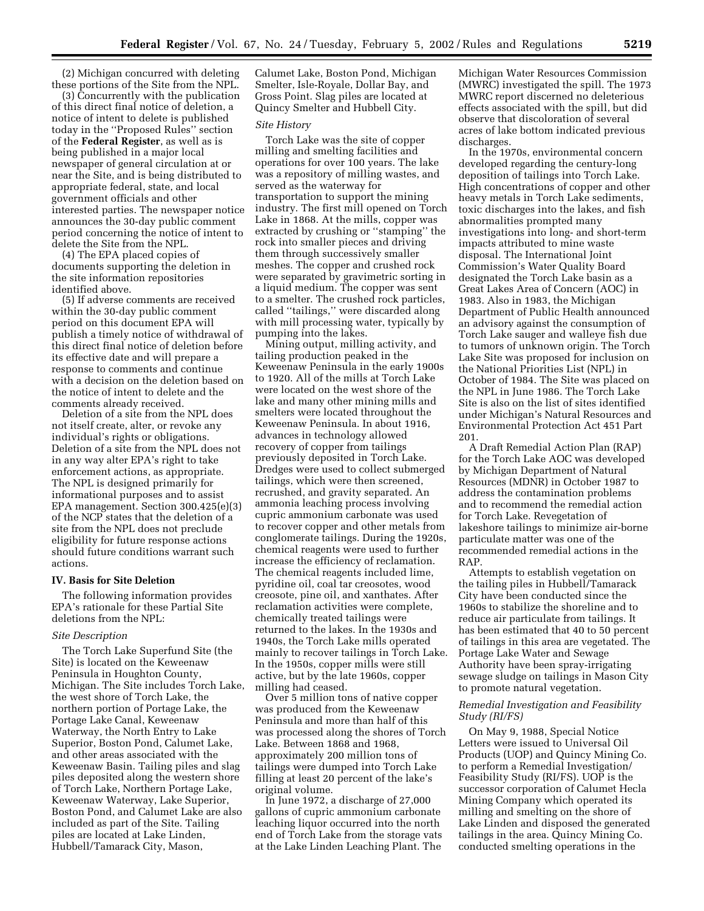(2) Michigan concurred with deleting these portions of the Site from the NPL.

(3) Concurrently with the publication of this direct final notice of deletion, a notice of intent to delete is published today in the ''Proposed Rules'' section of the **Federal Register**, as well as is being published in a major local newspaper of general circulation at or near the Site, and is being distributed to appropriate federal, state, and local government officials and other interested parties. The newspaper notice announces the 30-day public comment period concerning the notice of intent to delete the Site from the NPL.

(4) The EPA placed copies of documents supporting the deletion in the site information repositories identified above.

(5) If adverse comments are received within the 30-day public comment period on this document EPA will publish a timely notice of withdrawal of this direct final notice of deletion before its effective date and will prepare a response to comments and continue with a decision on the deletion based on the notice of intent to delete and the comments already received.

Deletion of a site from the NPL does not itself create, alter, or revoke any individual's rights or obligations. Deletion of a site from the NPL does not in any way alter EPA's right to take enforcement actions, as appropriate. The NPL is designed primarily for informational purposes and to assist EPA management. Section 300.425(e)(3) of the NCP states that the deletion of a site from the NPL does not preclude eligibility for future response actions should future conditions warrant such actions.

## IV. Basis for Site Deletion

The following information provides EPA's rationale for these Partial Site deletions from the NPL:

### *Site Description*

The Torch Lake Superfund Site (the Site) is located on the Keweenaw Peninsula in Houghton County, Michigan. The Site includes Torch Lake, the west shore of Torch Lake, the northern portion of Portage Lake, the Portage Lake Canal, Keweenaw Waterway, the North Entry to Lake Superior, Boston Pond, Calumet Lake, and other areas associated with the Keweenaw Basin. Tailing piles and slag piles deposited along the western shore of Torch Lake, Northern Portage Lake, Keweenaw Waterway, Lake Superior, Boston Pond, and Calumet Lake are also included as part of the Site. Tailing piles are located at Lake Linden, Hubbell/Tamarack City, Mason, Calumet Lake, Boston Pond, Michigan Smelter, Isle-Royale, Dollar Bay, and Gross Point. Slag piles are located at Quincy Smelter and Hubbell City.

### *Site History*

Torch Lake was the site of copper milling and smelting facilities and operations for over 100 years. The lake was a repository of milling wastes, and served as the waterway for transportation to support the mining industry. The first mill opened on Torch Lake in 1868. At the mills, copper was extracted by crushing or ''stamping'' the rock into smaller pieces and driving them through successively smaller meshes. The copper and crushed rock were separated by gravimetric sorting in a liquid medium. The copper was sent to a smelter. The crushed rock particles, called ''tailings,'' were discarded along with mill processing water, typically by pumping into the lakes.

Mining output, milling activity, and tailing production peaked in the Keweenaw Peninsula in the early 1900s to 1920. All of the mills at Torch Lake were located on the west shore of the lake and many other mining mills and smelters were located throughout the Keweenaw Peninsula. In about 1916, advances in technology allowed recovery of copper from tailings previously deposited in Torch Lake. Dredges were used to collect submerged tailings, which were then screened, recrushed, and gravity separated. An ammonia leaching process involving cupric ammonium carbonate was used to recover copper and other metals from conglomerate tailings. During the 1920s, chemical reagents were used to further increase the efficiency of reclamation. The chemical reagents included lime, pyridine oil, coal tar creosotes, wood creosote, pine oil, and xanthates. After reclamation activities were complete, chemically treated tailings were returned to the lakes. In the 1930s and 1940s, the Torch Lake mills operated mainly to recover tailings in Torch Lake. In the 1950s, copper mills were still active, but by the late 1960s, copper milling had ceased.

Over 5 million tons of native copper was produced from the Keweenaw Peninsula and more than half of this was processed along the shores of Torch Lake. Between 1868 and 1968, approximately 200 million tons of tailings were dumped into Torch Lake filling at least 20 percent of the lake's original volume.

In June 1972, a discharge of 27,000 gallons of cupric ammonium carbonate leaching liquor occurred into the north end of Torch Lake from the storage vats at the Lake Linden Leaching Plant. The Michigan Water Resources Commission (MWRC) investigated the spill. The 1973 MWRC report discerned no deleterious effects associated with the spill, but did observe that discoloration of several acres of lake bottom indicated previous discharges.

In the 1970s, environmental concern developed regarding the century-long deposition of tailings into Torch Lake. High concentrations of copper and other heavy metals in Torch Lake sediments, toxic discharges into the lakes, and fish abnormalities prompted many investigations into long- and short-term impacts attributed to mine waste disposal. The International Joint Commission's Water Quality Board designated the Torch Lake basin as a Great Lakes Area of Concern (AOC) in 1983. Also in 1983, the Michigan Department of Public Health announced an advisory against the consumption of Torch Lake sauger and walleye fish due to tumors of unknown origin. The Torch Lake Site was proposed for inclusion on the National Priorities List (NPL) in October of 1984. The Site was placed on the NPL in June 1986. The Torch Lake Site is also on the list of sites identified under Michigan's Natural Resources and Environmental Protection Act 451 Part 201.

A Draft Remedial Action Plan (RAP) for the Torch Lake AOC was developed by Michigan Department of Natural Resources (MDNR) in October 1987 to address the contamination problems and to recommend the remedial action for Torch Lake. Revegetation of lakeshore tailings to minimize air-borne particulate matter was one of the recommended remedial actions in the RAP.

Attempts to establish vegetation on the tailing piles in Hubbell/Tamarack City have been conducted since the 1960s to stabilize the shoreline and to reduce air particulate from tailings. It has been estimated that 40 to 50 percent of tailings in this area are vegetated. The Portage Lake Water and Sewage Authority have been spray-irrigating sewage sludge on tailings in Mason City to promote natural vegetation.

### *Remedial Investigation and Feasibility Study (RI/FS)*

On May 9, 1988, Special Notice Letters were issued to Universal Oil Products (UOP) and Quincy Mining Co. to perform a Remedial Investigation/Feasibility Study (RI/FS). UOP is the successor corporation of Calumet Hecla Mining Company which operated its milling and smelting on the shore of Lake Linden and disposed the generated tailings in the area. Quincy Mining Co. conducted smelting operations in the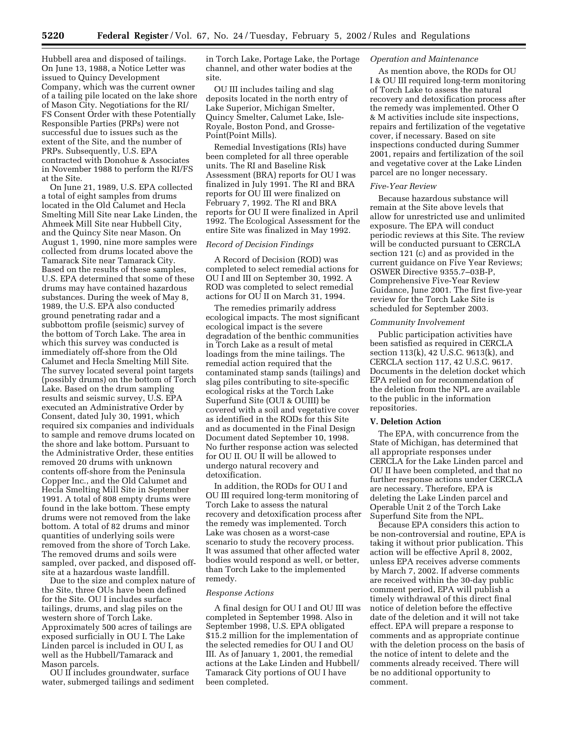Hubbell area and disposed of tailings. On June 13, 1988, a Notice Letter was issued to Quincy Development Company, which was the current owner of a tailing pile located on the lake shore of Mason City. Negotiations for the RI/FS Consent Order with these Potentially Responsible Parties (PRPs) were not successful due to issues such as the extent of the Site, and the number of PRPs. Subsequently, U.S. EPA contracted with Donohue & Associates in November 1988 to perform the RI/FS at the Site.

On June 21, 1989, U.S. EPA collected a total of eight samples from drums located in the Old Calumet and Hecla Smelting Mill Site near Lake Linden, the Ahmeek Mill Site near Hubbell City, and the Quincy Site near Mason. On August 1, 1990, nine more samples were collected from drums located above the Tamarack Site near Tamarack City. Based on the results of these samples, U.S. EPA determined that some of these drums may have contained hazardous substances. During the week of May 8, 1989, the U.S. EPA also conducted ground penetrating radar and a subbottom profile (seismic) survey of the bottom of Torch Lake. The area in which this survey was conducted is immediately off-shore from the Old Calumet and Hecla Smelting Mill Site. The survey located several point targets (possibly drums) on the bottom of Torch Lake. Based on the drum sampling results and seismic survey, U.S. EPA executed an Administrative Order by Consent, dated July 30, 1991, which required six companies and individuals to sample and remove drums located on the shore and lake bottom. Pursuant to the Administrative Order, these entities removed 20 drums with unknown contents off-shore from the Peninsula Copper Inc., and the Old Calumet and Hecla Smelting Mill Site in September 1991. A total of 808 empty drums were found in the lake bottom. These empty drums were not removed from the lake bottom. A total of 82 drums and minor quantities of underlying soils were removed from the shore of Torch Lake. The removed drums and soils were sampled, over packed, and disposed off-site at a hazardous waste landfill.

Due to the size and complex nature of the Site, three OUs have been defined for the Site. OU I includes surface tailings, drums, and slag piles on the western shore of Torch Lake. Approximately 500 acres of tailings are exposed surficially in OU I. The Lake Linden parcel is included in OU I, as well as the Hubbell/Tamarack and Mason parcels.

OU II includes groundwater, surface water, submerged tailings and sediment in Torch Lake, Portage Lake, the Portage channel, and other water bodies at the site.

OU III includes tailing and slag deposits located in the north entry of Lake Superior, Michigan Smelter, Quincy Smelter, Calumet Lake, Isle-Royale, Boston Pond, and Grosse-Point(Point Mills).

Remedial Investigations (RIs) have been completed for all three operable units. The RI and Baseline Risk Assessment (BRA) reports for OU I was finalized in July 1991. The RI and BRA reports for OU III were finalized on February 7, 1992. The RI and BRA reports for OU II were finalized in April 1992. The Ecological Assessment for the entire Site was finalized in May 1992.

*Record of Decision Findings*

A Record of Decision (ROD) was completed to select remedial actions for OU I and III on September 30, 1992. A ROD was completed to select remedial actions for OU II on March 31, 1994.

The remedies primarily address ecological impacts. The most significant ecological impact is the severe degradation of the benthic communities in Torch Lake as a result of metal loadings from the mine tailings. The remedial action required that the contaminated stamp sands (tailings) and slag piles contributing to site-specific ecological risks at the Torch Lake Superfund Site (OUI & OUIII) be covered with a soil and vegetative cover as identified in the RODs for this Site and as documented in the Final Design Document dated September 10, 1998. No further response action was selected for OU II. OU II will be allowed to undergo natural recovery and detoxification.

In addition, the RODs for OU I and OU III required long-term monitoring of Torch Lake to assess the natural recovery and detoxification process after the remedy was implemented. Torch Lake was chosen as a worst-case scenario to study the recovery process. It was assumed that other affected water bodies would respond as well, or better, than Torch Lake to the implemented remedy.

*Response Actions*

A final design for OU I and OU III was completed in September 1998. Also in September 1998, U.S. EPA obligated $15.2 million for the implementation of the selected remedies for OU I and OU III. As of January 1, 2001, the remedial actions at the Lake Linden and Hubbell/Tamarack City portions of OU I have been completed.

*Operation and Maintenance*

As mention above, the RODs for OU I & OU III required long-term monitoring of Torch Lake to assess the natural recovery and detoxification process after the remedy was implemented. Other O & M activities include site inspections, repairs and fertilization of the vegetative cover, if necessary. Based on site inspections conducted during Summer 2001, repairs and fertilization of the soil and vegetative cover at the Lake Linden parcel are no longer necessary.

*Five-Year Review*

Because hazardous substance will remain at the Site above levels that allow for unrestricted use and unlimited exposure. The EPA will conduct periodic reviews at this Site. The review will be conducted pursuant to CERCLA section 121 (c) and as provided in the current guidance on Five Year Reviews; OSWER Directive 9355.7–03B-P, Comprehensive Five-Year Review Guidance, June 2001. The first five-year review for the Torch Lake Site is scheduled for September 2003.

*Community Involvement*

Public participation activities have been satisfied as required in CERCLA section 113(k), 42 U.S.C. 9613(k), and CERCLA section 117, 42 U.S.C. 9617. Documents in the deletion docket which EPA relied on for recommendation of the deletion from the NPL are available to the public in the information repositories.

**V. Deletion Action**

The EPA, with concurrence from the State of Michigan, has determined that all appropriate responses under CERCLA for the Lake Linden parcel and OU II have been completed, and that no further response actions under CERCLA are necessary. Therefore, EPA is deleting the Lake Linden parcel and Operable Unit 2 of the Torch Lake Superfund Site from the NPL.

Because EPA considers this action to be non-controversial and routine, EPA is taking it without prior publication. This action will be effective April 8, 2002, unless EPA receives adverse comments by March 7, 2002. If adverse comments are received within the 30-day public comment period, EPA will publish a timely withdrawal of this direct final notice of deletion before the effective date of the deletion and it will not take effect. EPA will prepare a response to comments and as appropriate continue with the deletion process on the basis of the notice of intent to delete and the comments already received. There will be no additional opportunity to comment.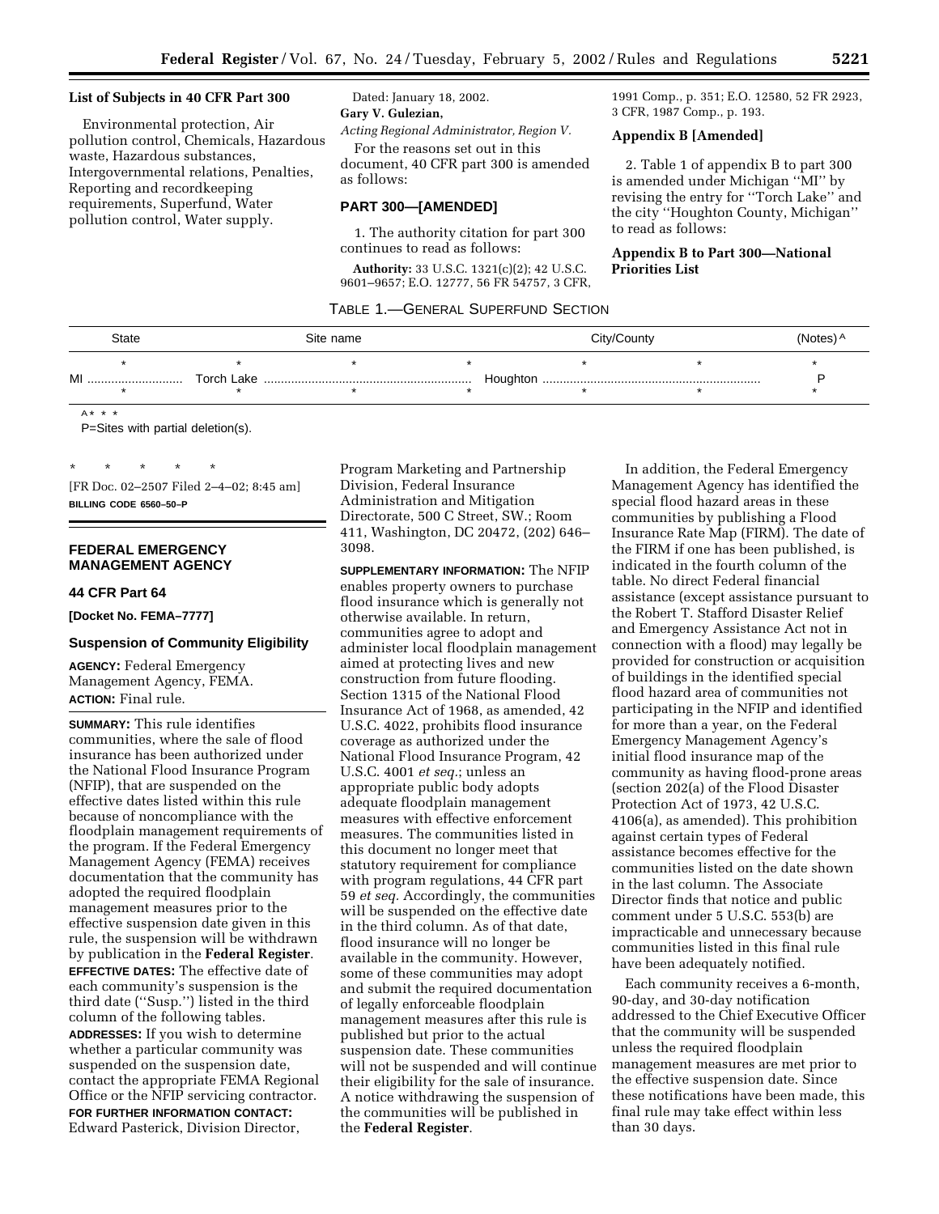**List of Subjects in 40 CFR Part 300**

Environmental protection, Air pollution control, Chemicals, Hazardous waste, Hazardous substances, Intergovernmental relations, Penalties, Reporting and recordkeeping requirements, Superfund, Water pollution control, Water supply.

Dated: January 18, 2002.

**Gary V. Gulezian,**

*Acting Regional Administrator, Region V.*

For the reasons set out in this document, 40 CFR part 300 is amended as follows:

## PART 300—[AMENDED]

1. The authority citation for part 300 continues to read as follows:

**Authority:** 33 U.S.C. 1321(c)(2); 42 U.S.C. 9601–9657; E.O. 12777, 56 FR 54757, 3 CFR, 1991 Comp., p. 351; E.O. 12580, 52 FR 2923, 3 CFR, 1987 Comp., p. 193.

**Appendix B [Amended]**

2. Table 1 of appendix B to part 300 is amended under Michigan ''MI'' by revising the entry for ''Torch Lake'' and the city ''Houghton County, Michigan'' to read as follows:

**Appendix B to Part 300—National Priorities List**

TABLE 1.—GENERAL SUPERFUND SECTION

| State | Site name | City/County | (Notes) A |
|---|---|---|---|
| * | * | * | * |
| MI | Torch Lake | Houghton | P |
| * | * | * | * |

A* * *

P=Sites with partial deletion(s).

\* \* \* \* \*

[FR Doc. 02–2507 Filed 2–4–02; 8:45 am]

**BILLING CODE 6560–50–P**

## FEDERAL EMERGENCY MANAGEMENT AGENCY

### 44 CFR Part 64

**[Docket No. FEMA–7777]**

### Suspension of Community Eligibility

**AGENCY:** Federal Emergency Management Agency, FEMA.

**ACTION:** Final rule.

**SUMMARY:** This rule identifies communities, where the sale of flood insurance has been authorized under the National Flood Insurance Program (NFIP), that are suspended on the effective dates listed within this rule because of noncompliance with the floodplain management requirements of the program. If the Federal Emergency Management Agency (FEMA) receives documentation that the community has adopted the required floodplain management measures prior to the effective suspension date given in this rule, the suspension will be withdrawn by publication in the **Federal Register**.

**EFFECTIVE DATES:** The effective date of each community's suspension is the third date (''Susp.'') listed in the third column of the following tables.

**ADDRESSES:** If you wish to determine whether a particular community was suspended on the suspension date, contact the appropriate FEMA Regional Office or the NFIP servicing contractor.

**FOR FURTHER INFORMATION CONTACT:** Edward Pasterick, Division Director, Program Marketing and Partnership Division, Federal Insurance Administration and Mitigation Directorate, 500 C Street, SW.; Room 411, Washington, DC 20472, (202) 646–3098.

**SUPPLEMENTARY INFORMATION:** The NFIP enables property owners to purchase flood insurance which is generally not otherwise available. In return, communities agree to adopt and administer local floodplain management aimed at protecting lives and new construction from future flooding. Section 1315 of the National Flood Insurance Act of 1968, as amended, 42 U.S.C. 4022, prohibits flood insurance coverage as authorized under the National Flood Insurance Program, 42 U.S.C. 4001 *et seq.*; unless an appropriate public body adopts adequate floodplain management measures with effective enforcement measures. The communities listed in this document no longer meet that statutory requirement for compliance with program regulations, 44 CFR part 59 *et seq.* Accordingly, the communities will be suspended on the effective date in the third column. As of that date, flood insurance will no longer be available in the community. However, some of these communities may adopt and submit the required documentation of legally enforceable floodplain management measures after this rule is published but prior to the actual suspension date. These communities will not be suspended and will continue their eligibility for the sale of insurance. A notice withdrawing the suspension of the communities will be published in the **Federal Register**.

In addition, the Federal Emergency Management Agency has identified the special flood hazard areas in these communities by publishing a Flood Insurance Rate Map (FIRM). The date of the FIRM if one has been published, is indicated in the fourth column of the table. No direct Federal financial assistance (except assistance pursuant to the Robert T. Stafford Disaster Relief and Emergency Assistance Act not in connection with a flood) may legally be provided for construction or acquisition of buildings in the identified special flood hazard area of communities not participating in the NFIP and identified for more than a year, on the Federal Emergency Management Agency's initial flood insurance map of the community as having flood-prone areas (section 202(a) of the Flood Disaster Protection Act of 1973, 42 U.S.C. 4106(a), as amended). This prohibition against certain types of Federal assistance becomes effective for the communities listed on the date shown in the last column. The Associate Director finds that notice and public comment under 5 U.S.C. 553(b) are impracticable and unnecessary because communities listed in this final rule have been adequately notified.

Each community receives a 6-month, 90-day, and 30-day notification addressed to the Chief Executive Officer that the community will be suspended unless the required floodplain management measures are met prior to the effective suspension date. Since these notifications have been made, this final rule may take effect within less than 30 days.